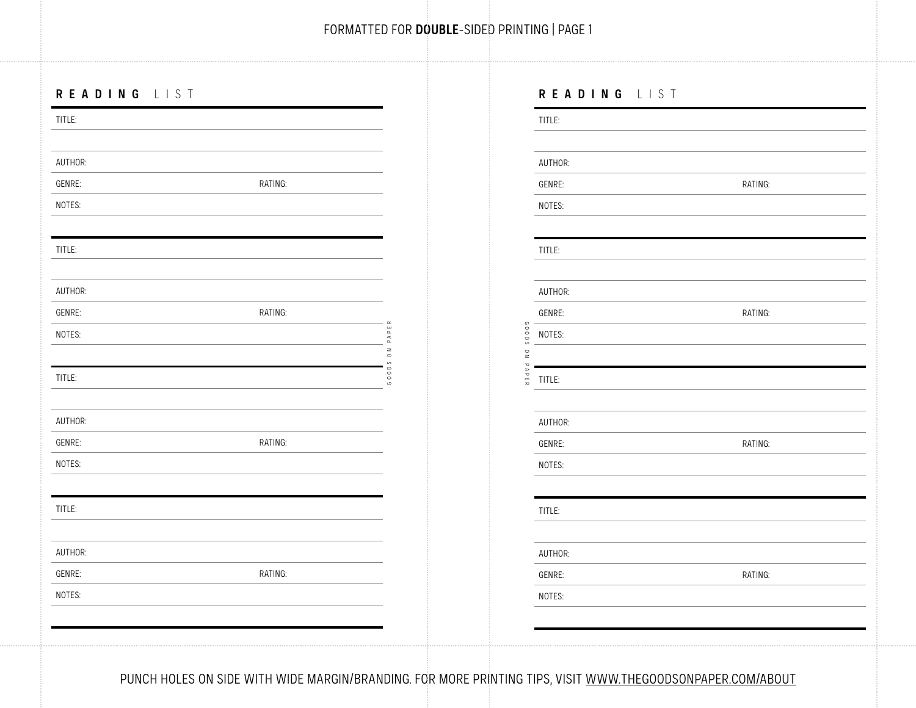FORMATTED FOR **DOUBLE**-SIDED PRINTING | PAGE 1

## **READING** LIST

TITLE:

AUTHOR:

GENRE: RATING:

NOTES:

TITLE:

AUTHOR:

GENRE: RATING:

NOTES:

TITLE:

AUTHOR:

GENRE: RATING:

NOTES:

TITLE:

AUTHOR:

GENRE: RATING:

NOTES:

GOODS ON PAPER

## **READING** LIST

TITLE:

AUTHOR:

GENRE: RATING:

NOTES:

TITLE:

AUTHOR:

GENRE: RATING:

NOTES:

TITLE:

AUTHOR:

GENRE: RATING:

NOTES:

TITLE:

AUTHOR:

GENRE: RATING:

NOTES:

GOODS ON PAPER

PUNCH HOLES ON SIDE WITH WIDE MARGIN/BRANDING. FOR MORE PRINTING TIPS, VISIT WWW.THEGOODSONPAPER.COM/ABOUT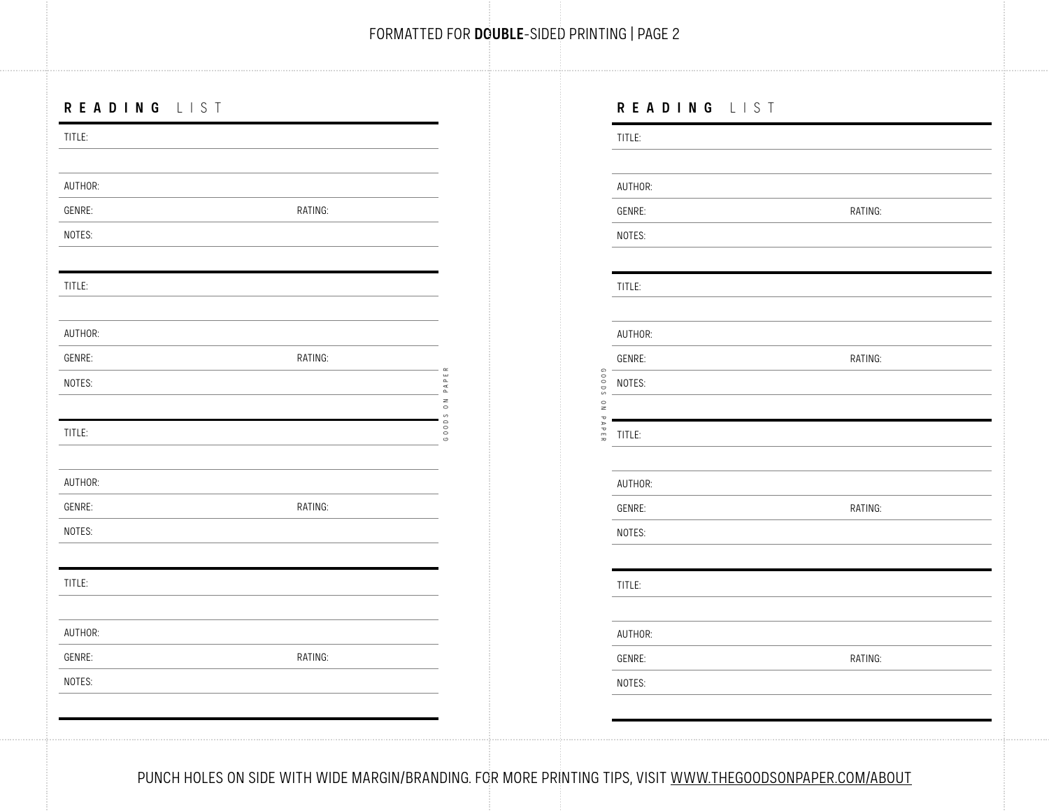FORMATTED FOR **DOUBLE**-SIDED PRINTING | PAGE 2

## READING LIST

TITLE:

AUTHOR:

GENRE: RATING:

NOTES:

TITLE:

AUTHOR:

GENRE: RATING:

NOTES:

TITLE:

AUTHOR:

GENRE: RATING:

NOTES:

TITLE:

AUTHOR:

GENRE: RATING:

NOTES:

GOODS ON PAPER

## READING LIST

TITLE:

AUTHOR:

GENRE: RATING:

NOTES:

TITLE:

AUTHOR:

GENRE: RATING:

NOTES:

TITLE:

AUTHOR:

GENRE: RATING:

NOTES:

TITLE:

AUTHOR:

GENRE: RATING:

NOTES:

GOODS ON PAPER

PUNCH HOLES ON SIDE WITH WIDE MARGIN/BRANDING. FOR MORE PRINTING TIPS, VISIT WWW.THEGOODSONPAPER.COM/ABOUT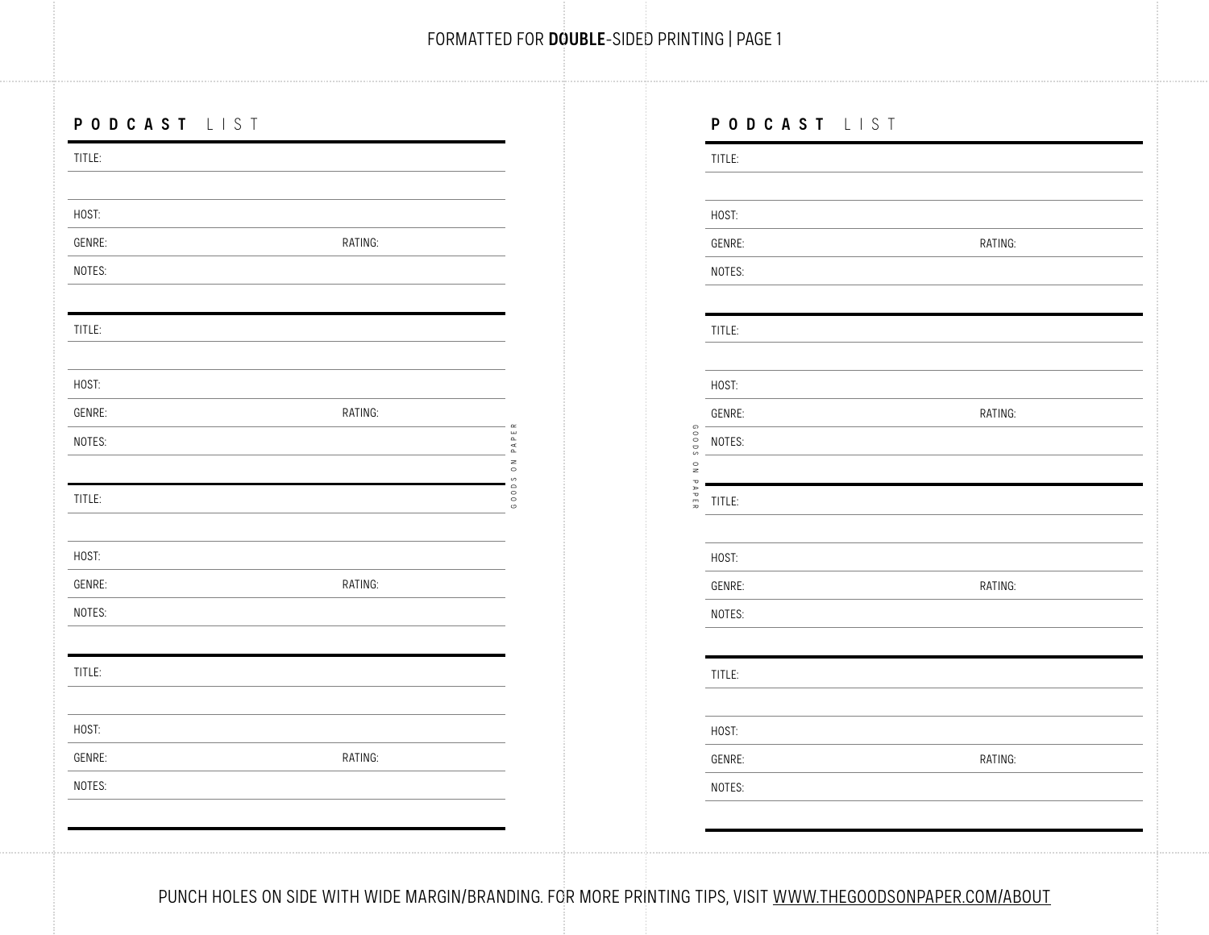FORMATTED FOR **DOUBLE**-SIDED PRINTING | PAGE 1

## **PODCAST** LIST

TITLE:

HOST:

GENRE: RATING:

NOTES:

TITLE:

HOST:

GENRE: RATING:

NOTES:

TITLE:

HOST:

GENRE: RATING:

NOTES:

TITLE:

HOST:

GENRE: RATING:

NOTES:

GOODS ON PAPER

## **PODCAST** LIST

TITLE:

HOST:

GENRE: RATING:

NOTES:

TITLE:

HOST:

GENRE: RATING:

NOTES:

TITLE:

HOST:

GENRE: RATING:

NOTES:

TITLE:

HOST:

GENRE: RATING:

NOTES:

GOODS ON PAPER

PUNCH HOLES ON SIDE WITH WIDE MARGIN/BRANDING. FOR MORE PRINTING TIPS, VISIT WWW.THEGOODSONPAPER.COM/ABOUT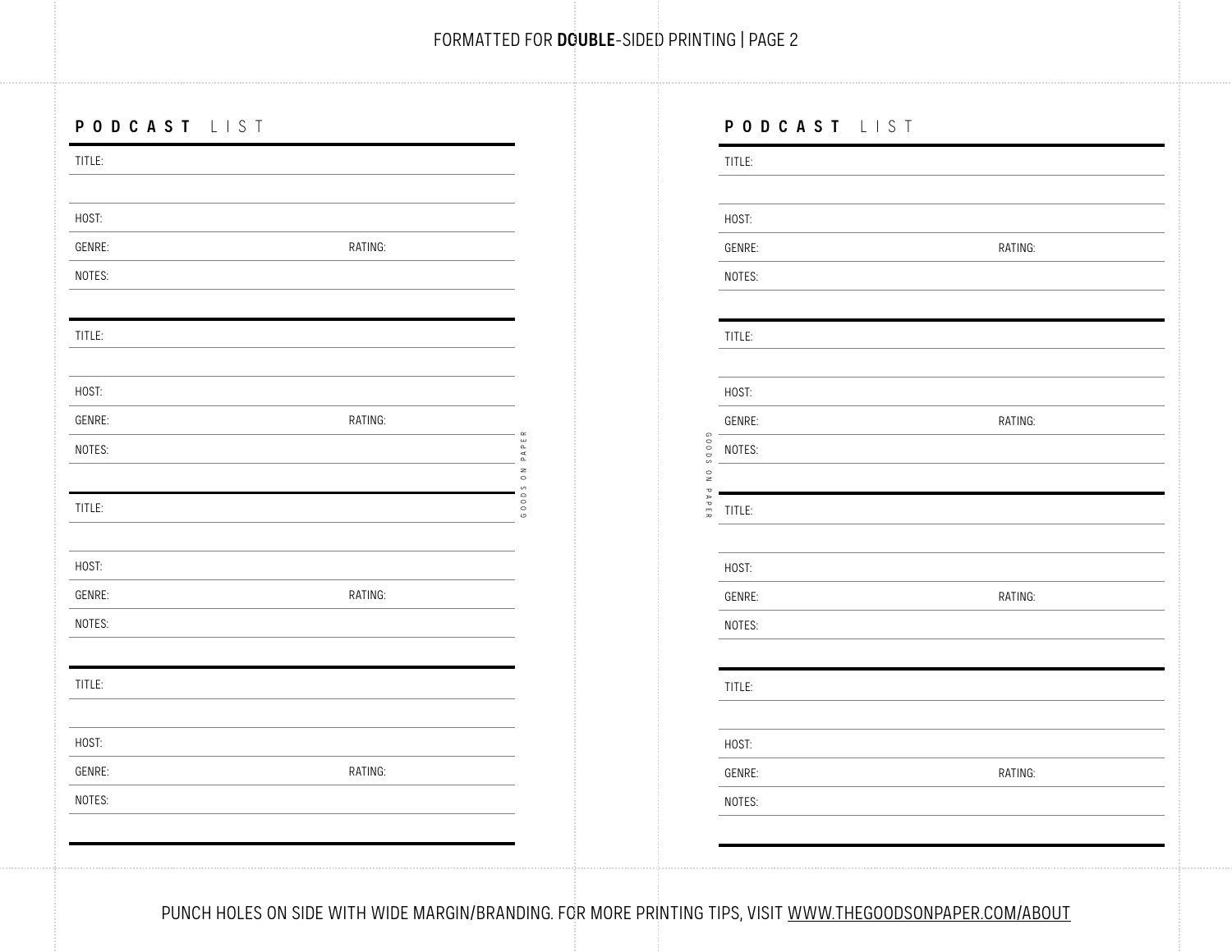FORMATTED FOR **DOUBLE**-SIDED PRINTING | PAGE 2

## **PODCAST** LIST

TITLE:

HOST:

GENRE: RATING:

NOTES:

TITLE:

HOST:

GENRE: RATING:

NOTES:

TITLE:

HOST:

GENRE: RATING:

NOTES:

TITLE:

HOST:

GENRE: RATING:

NOTES:

GOODS ON PAPER

## **PODCAST** LIST

TITLE:

HOST:

GENRE: RATING:

NOTES:

TITLE:

HOST:

GENRE: RATING:

NOTES:

TITLE:

HOST:

GENRE: RATING:

NOTES:

TITLE:

HOST:

GENRE: RATING:

NOTES:

GOODS ON PAPER

PUNCH HOLES ON SIDE WITH WIDE MARGIN/BRANDING. FOR MORE PRINTING TIPS, VISIT WWW.THEGOODSONPAPER.COM/ABOUT